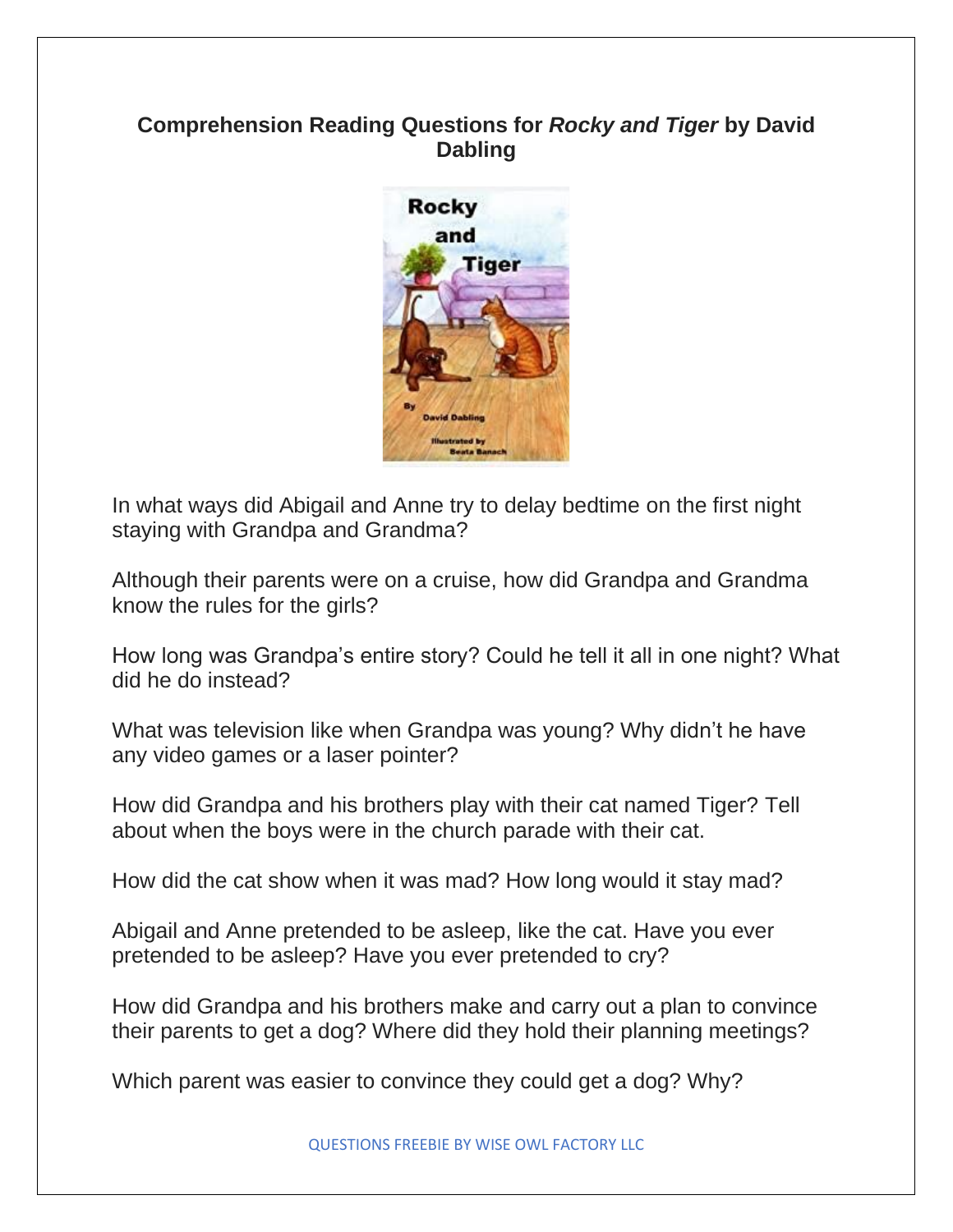## Comprehension Reading Questions for *Rocky and Tiger* by David Dabling

In what ways did Abigail and Anne try to delay bedtime on the first night staying with Grandpa and Grandma?

Although their parents were on a cruise, how did Grandpa and Grandma know the rules for the girls?

How long was Grandpa's entire story? Could he tell it all in one night? What did he do instead?

What was television like when Grandpa was young? Why didn't he have any video games or a laser pointer?

How did Grandpa and his brothers play with their cat named Tiger? Tell about when the boys were in the church parade with their cat.

How did the cat show when it was mad? How long would it stay mad?

Abigail and Anne pretended to be asleep, like the cat. Have you ever pretended to be asleep? Have you ever pretended to cry?

How did Grandpa and his brothers make and carry out a plan to convince their parents to get a dog? Where did they hold their planning meetings?

Which parent was easier to convince they could get a dog? Why?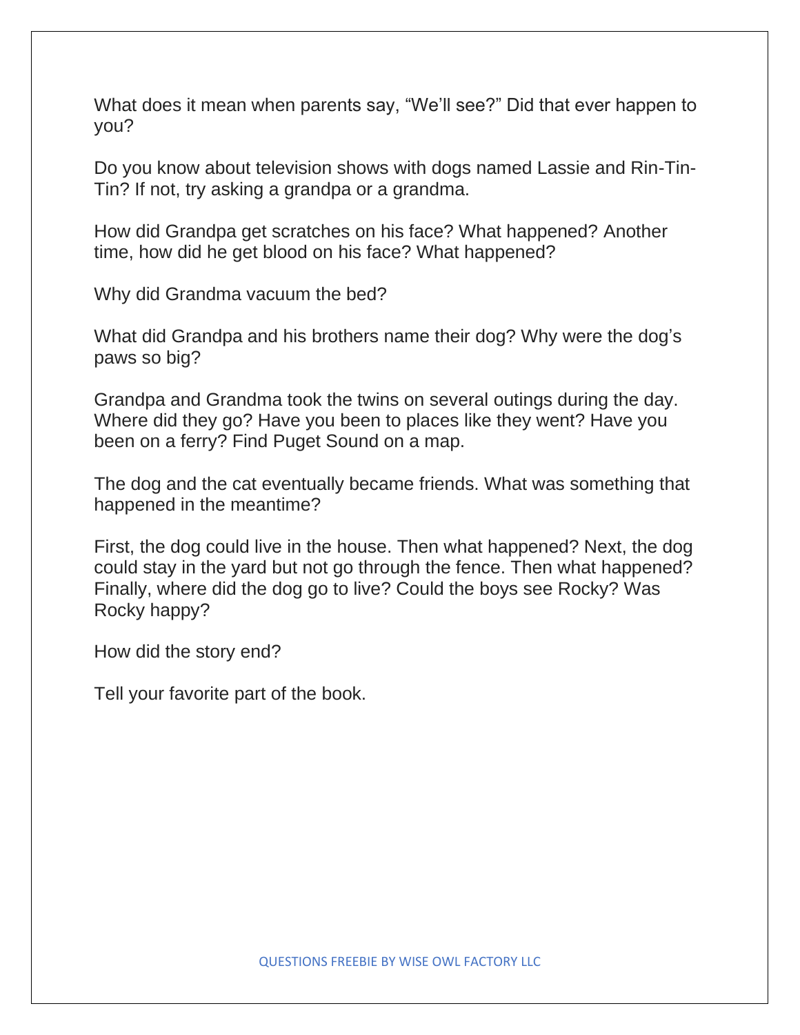What does it mean when parents say, "We'll see?" Did that ever happen to you?

Do you know about television shows with dogs named Lassie and Rin-Tin-Tin? If not, try asking a grandpa or a grandma.

How did Grandpa get scratches on his face? What happened? Another time, how did he get blood on his face? What happened?

Why did Grandma vacuum the bed?

What did Grandpa and his brothers name their dog? Why were the dog's paws so big?

Grandpa and Grandma took the twins on several outings during the day. Where did they go? Have you been to places like they went? Have you been on a ferry? Find Puget Sound on a map.

The dog and the cat eventually became friends. What was something that happened in the meantime?

First, the dog could live in the house. Then what happened? Next, the dog could stay in the yard but not go through the fence. Then what happened? Finally, where did the dog go to live? Could the boys see Rocky? Was Rocky happy?

How did the story end?

Tell your favorite part of the book.